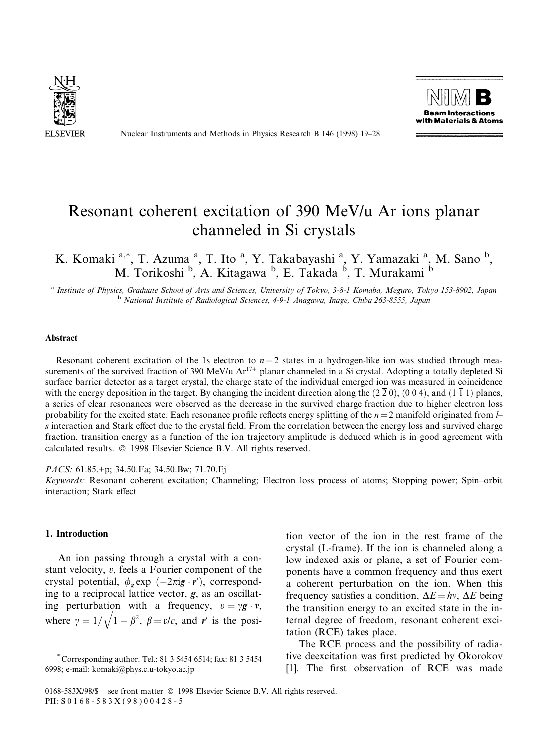# Resonant coherent excitation of 390 MeV/u Ar ions planar channeled in Si crystals

K. Komaki [a,*], T. Azuma [a], T. Ito [a], Y. Takabayashi [a], Y. Yamazaki [a], M. Sano [b], M. Torikoshi [b], A. Kitagawa [b], E. Takada [b], T. Murakami [b]

[a] *Institute of Physics, Graduate School of Arts and Sciences, University of Tokyo, 3-8-1 Komaba, Meguro, Tokyo 153-8902, Japan*

[b] *National Institute of Radiological Sciences, 4-9-1 Anagawa, Inage, Chiba 263-8555, Japan*

## Abstract

Resonant coherent excitation of the 1s electron to $n = 2$ states in a hydrogen-like ion was studied through measurements of the survived fraction of 390 MeV/u $Ar^{17+}$ planar channeled in a Si crystal. Adopting a totally depleted Si surface barrier detector as a target crystal, the charge state of the individual emerged ion was measured in coincidence with the energy deposition in the target. By changing the incident direction along the $(2\,\bar{2}\,0)$, $(0\,0\,4)$, and $(1\,\bar{1}\,1)$ planes, a series of clear resonances were observed as the decrease in the survived charge fraction due to higher electron loss probability for the excited state. Each resonance profile reflects energy splitting of the $n = 2$ manifold originated from $l$–$s$ interaction and Stark effect due to the crystal field. From the correlation between the energy loss and survived charge fraction, transition energy as a function of the ion trajectory amplitude is deduced which is in good agreement with calculated results. © 1998 Elsevier Science B.V. All rights reserved.

*PACS:* 61.85.+p; 34.50.Fa; 34.50.Bw; 71.70.Ej

*Keywords:* Resonant coherent excitation; Channeling; Electron loss process of atoms; Stopping power; Spin–orbit interaction; Stark effect

## 1. Introduction

An ion passing through a crystal with a constant velocity, $v$, feels a Fourier component of the crystal potential, $\phi_g \exp(-2\pi i \boldsymbol{g} \cdot \boldsymbol{r}')$, corresponding to a reciprocal lattice vector, $\boldsymbol{g}$, as an oscillating perturbation with a frequency, $\nu = \gamma \boldsymbol{g} \cdot \boldsymbol{v}$, where $\gamma = 1/\sqrt{1-\beta^2}$, $\beta = v/c$, and $\boldsymbol{r}'$ is the position vector of the ion in the rest frame of the crystal (L-frame). If the ion is channeled along a low indexed axis or plane, a set of Fourier components have a common frequency and thus exert a coherent perturbation on the ion. When this frequency satisfies a condition, $\Delta E = h\nu$, $\Delta E$ being the transition energy to an excited state in the internal degree of freedom, resonant coherent excitation (RCE) takes place.

The RCE process and the possibility of radiative deexcitation was first predicted by Okorokov [1]. The first observation of RCE was made

* Corresponding author. Tel.: 81 3 5454 6514; fax: 81 3 5454 6998; e-mail: komaki@phys.c.u-tokyo.ac.jp

0168-583X/98/$ – see front matter © 1998 Elsevier Science B.V. All rights reserved.
PII: S 0 1 6 8 - 5 8 3 X ( 9 8 ) 0 0 4 2 8 - 5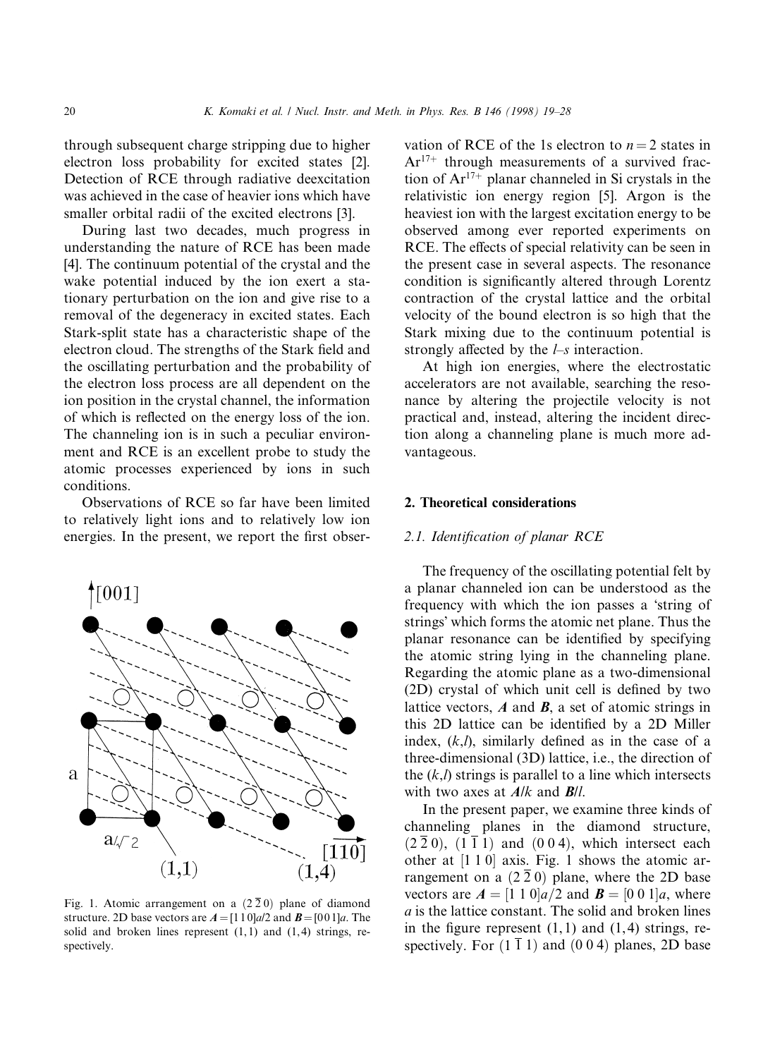through subsequent charge stripping due to higher electron loss probability for excited states [2]. Detection of RCE through radiative deexcitation was achieved in the case of heavier ions which have smaller orbital radii of the excited electrons [3].

During last two decades, much progress in understanding the nature of RCE has been made [4]. The continuum potential of the crystal and the wake potential induced by the ion exert a stationary perturbation on the ion and give rise to a removal of the degeneracy in excited states. Each Stark-split state has a characteristic shape of the electron cloud. The strengths of the Stark field and the oscillating perturbation and the probability of the electron loss process are all dependent on the ion position in the crystal channel, the information of which is reflected on the energy loss of the ion. The channeling ion is in such a peculiar environment and RCE is an excellent probe to study the atomic processes experienced by ions in such conditions.

Observations of RCE so far have been limited to relatively light ions and to relatively low ion energies. In the present, we report the first observation of RCE of the 1s electron to $n = 2$ states in $Ar^{17+}$ through measurements of a survived fraction of $Ar^{17+}$ planar channeled in Si crystals in the relativistic ion energy region [5]. Argon is the heaviest ion with the largest excitation energy to be observed among ever reported experiments on RCE. The effects of special relativity can be seen in the present case in several aspects. The resonance condition is significantly altered through Lorentz contraction of the crystal lattice and the orbital velocity of the bound electron is so high that the Stark mixing due to the continuum potential is strongly affected by the $l$–$s$ interaction.

At high ion energies, where the electrostatic accelerators are not available, searching the resonance by altering the projectile velocity is not practical and, instead, altering the incident direction along a channeling plane is much more advantageous.

Fig. 1. Atomic arrangement on a $(2\,\bar{2}\,0)$ plane of diamond structure. 2D base vectors are $\boldsymbol{A} = [1\,1\,0]a/2$ and $\boldsymbol{B} = [0\,0\,1]a$. The solid and broken lines represent $(1,1)$ and $(1,4)$ strings, respectively.

## 2. Theoretical considerations

### 2.1. Identification of planar RCE

The frequency of the oscillating potential felt by a planar channeled ion can be understood as the frequency with which the ion passes a 'string of strings' which forms the atomic net plane. Thus the planar resonance can be identified by specifying the atomic string lying in the channeling plane. Regarding the atomic plane as a two-dimensional (2D) crystal of which unit cell is defined by two lattice vectors, $\boldsymbol{A}$ and $\boldsymbol{B}$, a set of atomic strings in this 2D lattice can be identified by a 2D Miller index, $(k,l)$, similarly defined as in the case of a three-dimensional (3D) lattice, i.e., the direction of the $(k,l)$ strings is parallel to a line which intersects with two axes at $\boldsymbol{A}/k$ and $\boldsymbol{B}/l$.

In the present paper, we examine three kinds of channeling planes in the diamond structure, $(2\,\bar{2}\,0)$, $(1\,\bar{1}\,1)$ and $(0\,0\,4)$, which intersect each other at $[1\,1\,0]$ axis. Fig. 1 shows the atomic arrangement on a $(2\,\bar{2}\,0)$ plane, where the 2D base vectors are $\boldsymbol{A} = [1\,1\,0]a/2$ and $\boldsymbol{B} = [0\,0\,1]a$, where $a$ is the lattice constant. The solid and broken lines in the figure represent $(1,1)$ and $(1,4)$ strings, respectively. For $(1\,\bar{1}\,1)$ and $(0\,0\,4)$ planes, 2D base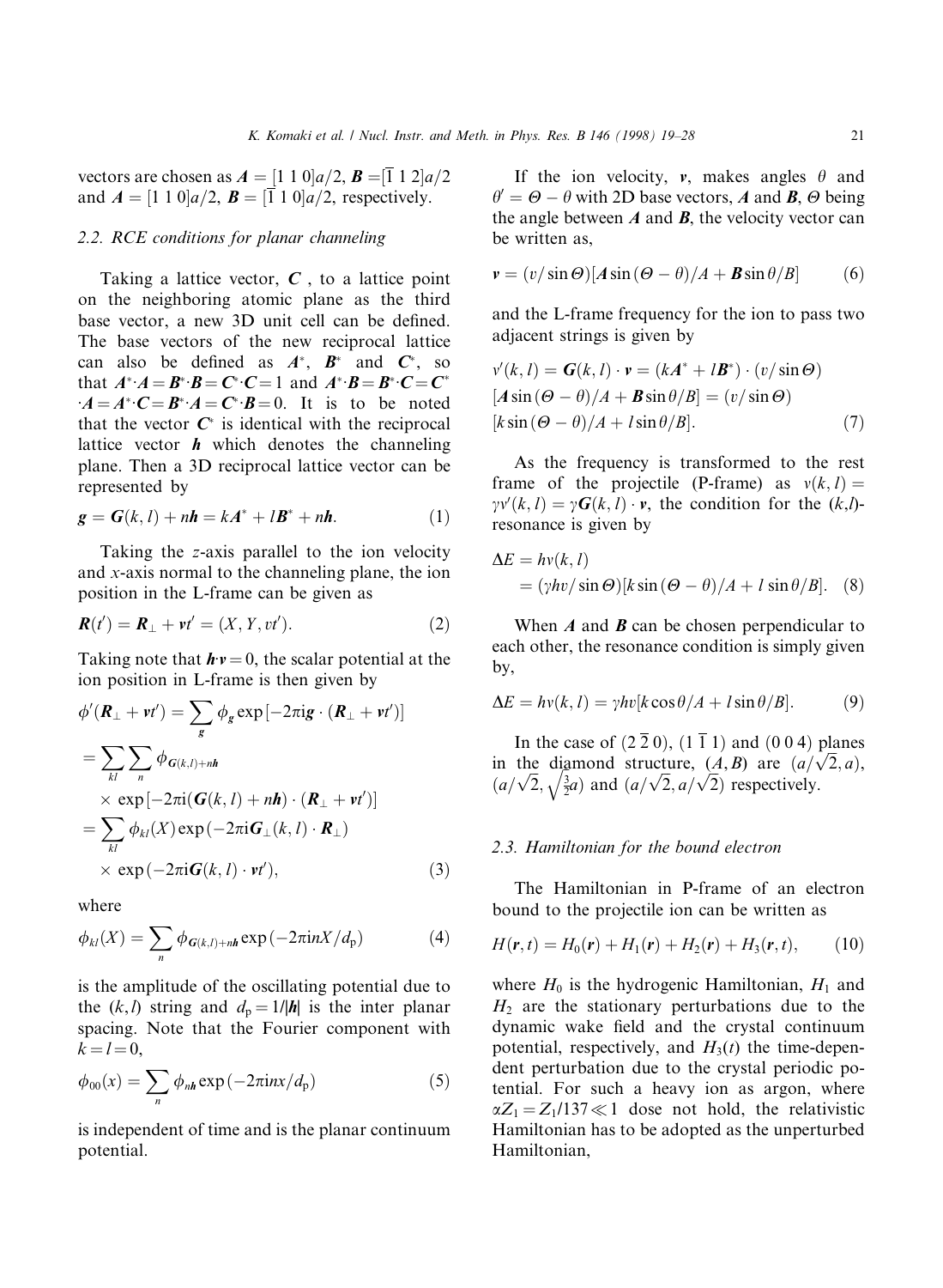vectors are chosen as $\boldsymbol{A} = [1\ 1\ 0]a/2$, $\boldsymbol{B} = [\bar{1}\ 1\ 2]a/2$ and $\boldsymbol{A} = [1\ 1\ 0]a/2$, $\boldsymbol{B} = [\bar{1}\ 1\ 0]a/2$, respectively.

### 2.2. RCE conditions for planar channeling

Taking a lattice vector, $\boldsymbol{C}$ , to a lattice point on the neighboring atomic plane as the third base vector, a new 3D unit cell can be defined. The base vectors of the new reciprocal lattice can also be defined as $\boldsymbol{A}^*$, $\boldsymbol{B}^*$ and $\boldsymbol{C}^*$, so that $\boldsymbol{A}^*{\cdot}\boldsymbol{A} = \boldsymbol{B}^*{\cdot}\boldsymbol{B} = \boldsymbol{C}^*{\cdot}\boldsymbol{C} = 1$ and $\boldsymbol{A}^*{\cdot}\boldsymbol{B} = \boldsymbol{B}^*{\cdot}\boldsymbol{C} = \boldsymbol{C}^*{\cdot}\boldsymbol{A} = \boldsymbol{A}^*{\cdot}\boldsymbol{C} = \boldsymbol{B}^*{\cdot}\boldsymbol{A} = \boldsymbol{C}^*{\cdot}\boldsymbol{B} = 0$. It is to be noted that the vector $\boldsymbol{C}^*$ is identical with the reciprocal lattice vector $\boldsymbol{h}$ which denotes the channeling plane. Then a 3D reciprocal lattice vector can be represented by

$$\boldsymbol{g} = \boldsymbol{G}(k,l) + n\boldsymbol{h} = k\boldsymbol{A}^* + l\boldsymbol{B}^* + n\boldsymbol{h}. \tag{1}$$

Taking the $z$-axis parallel to the ion velocity and $x$-axis normal to the channeling plane, the ion position in the L-frame can be given as

$$\boldsymbol{R}(t') = \boldsymbol{R}_\perp + \boldsymbol{v}t' = (X, Y, vt'). \tag{2}$$

Taking note that $\boldsymbol{h}{\cdot}\boldsymbol{v} = 0$, the scalar potential at the ion position in L-frame is then given by

$$\begin{aligned}
\phi'(\boldsymbol{R}_\perp + \boldsymbol{v}t') &= \sum_{g} \phi_{g} \exp[-2\pi i \boldsymbol{g}\cdot(\boldsymbol{R}_\perp + \boldsymbol{v}t')] \\
&= \sum_{kl}\sum_{n} \phi_{\boldsymbol{G}(k,l)+n\boldsymbol{h}} \\
&\quad \times \exp[-2\pi i(\boldsymbol{G}(k,l) + n\boldsymbol{h})\cdot(\boldsymbol{R}_\perp + \boldsymbol{v}t')] \\
&= \sum_{kl} \phi_{kl}(X) \exp(-2\pi i \boldsymbol{G}_\perp(k,l)\cdot\boldsymbol{R}_\perp) \\
&\quad \times \exp(-2\pi i \boldsymbol{G}(k,l)\cdot\boldsymbol{v}t'),
\end{aligned} \tag{3}$$

where

$$\phi_{kl}(X) = \sum_{n} \phi_{\boldsymbol{G}(k,l)+n\boldsymbol{h}} \exp(-2\pi i nX/d_{\rm p}) \tag{4}$$

is the amplitude of the oscillating potential due to the $(k,l)$ string and $d_{\rm p} = 1/|\boldsymbol{h}|$ is the inter planar spacing. Note that the Fourier component with $k = l = 0$,

$$\phi_{00}(x) = \sum_{n} \phi_{n\boldsymbol{h}} \exp(-2\pi i nx/d_{\rm p}) \tag{5}$$

is independent of time and is the planar continuum potential.

If the ion velocity, $\boldsymbol{v}$, makes angles $\theta$ and $\theta' = \Theta - \theta$ with 2D base vectors, $\boldsymbol{A}$ and $\boldsymbol{B}$, $\Theta$ being the angle between $\boldsymbol{A}$ and $\boldsymbol{B}$, the velocity vector can be written as,

$$\boldsymbol{v} = (v/\sin\Theta)[\boldsymbol{A}\sin(\Theta - \theta)/A + \boldsymbol{B}\sin\theta/B] \tag{6}$$

and the L-frame frequency for the ion to pass two adjacent strings is given by

$$\begin{aligned}
v'(k,l) &= \boldsymbol{G}(k,l)\cdot\boldsymbol{v} = (k\boldsymbol{A}^* + l\boldsymbol{B}^*)\cdot(v/\sin\Theta) \\
&\quad [\boldsymbol{A}\sin(\Theta - \theta)/A + \boldsymbol{B}\sin\theta/B] = (v/\sin\Theta) \\
&\quad [k\sin(\Theta - \theta)/A + l\sin\theta/B].
\end{aligned} \tag{7}$$

As the frequency is transformed to the rest frame of the projectile (P-frame) as $v(k,l) = \gamma v'(k,l) = \gamma\boldsymbol{G}(k,l)\cdot\boldsymbol{v}$, the condition for the $(k,l)$-resonance is given by

$$\begin{aligned}
\Delta E &= hv(k,l) \\
&= (\gamma hv/\sin\Theta)[k\sin(\Theta - \theta)/A + l\sin\theta/B].
\end{aligned} \tag{8}$$

When $\boldsymbol{A}$ and $\boldsymbol{B}$ can be chosen perpendicular to each other, the resonance condition is simply given by,

$$\Delta E = hv(k,l) = \gamma hv[k\cos\theta/A + l\sin\theta/B]. \tag{9}$$

In the case of $(2\ \bar{2}\ 0)$, $(1\ \bar{1}\ 1)$ and $(0\ 0\ 4)$ planes in the diamond structure, $(A, B)$ are $(a/\sqrt{2}, a)$, $(a/\sqrt{2}, \sqrt{\frac{3}{2}}a)$ and $(a/\sqrt{2}, a/\sqrt{2})$ respectively.

### 2.3. Hamiltonian for the bound electron

The Hamiltonian in P-frame of an electron bound to the projectile ion can be written as

$$H(\boldsymbol{r}, t) = H_0(\boldsymbol{r}) + H_1(\boldsymbol{r}) + H_2(\boldsymbol{r}) + H_3(\boldsymbol{r}, t), \tag{10}$$

where $H_0$ is the hydrogenic Hamiltonian, $H_1$ and $H_2$ are the stationary perturbations due to the dynamic wake field and the crystal continuum potential, respectively, and $H_3(t)$ the time-dependent perturbation due to the crystal periodic potential. For such a heavy ion as argon, where $\alpha Z_1 = Z_1/137 \ll 1$ dose not hold, the relativistic Hamiltonian has to be adopted as the unperturbed Hamiltonian,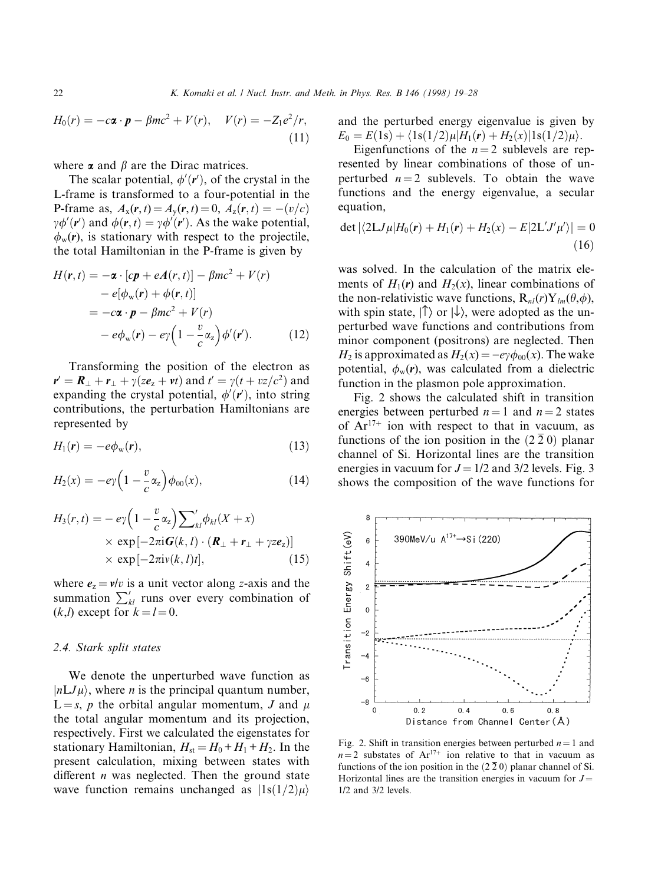$$H_0(r) = -c\boldsymbol{\alpha}\cdot\boldsymbol{p} - \beta mc^2 + V(r), \quad V(r) = -Z_1e^2/r, \tag{11}$$

where $\boldsymbol{\alpha}$ and $\beta$ are the Dirac matrices.

The scalar potential, $\phi'(\boldsymbol{r}')$, of the crystal in the L-frame is transformed to a four-potential in the P-frame as, $A_x(\boldsymbol{r},t) = A_y(\boldsymbol{r},t) = 0$, $A_z(\boldsymbol{r},t) = -(v/c)\gamma\phi'(\boldsymbol{r}')$ and $\phi(\boldsymbol{r},t) = \gamma\phi'(\boldsymbol{r}')$. As the wake potential, $\phi_w(\boldsymbol{r})$, is stationary with respect to the projectile, the total Hamiltonian in the P-frame is given by

$$\begin{aligned}H(\boldsymbol{r},t) &= -\boldsymbol{\alpha}\cdot[c\boldsymbol{p} + e\boldsymbol{A}(\boldsymbol{r},t)] - \beta mc^2 + V(r) \\ &\quad - e[\phi_w(\boldsymbol{r}) + \phi(\boldsymbol{r},t)] \\ &= -c\boldsymbol{\alpha}\cdot\boldsymbol{p} - \beta mc^2 + V(r) \\ &\quad - e\phi_w(\boldsymbol{r}) - e\gamma\Big(1 - \frac{v}{c}\alpha_z\Big)\phi'(\boldsymbol{r}').\end{aligned} \tag{12}$$

Transforming the position of the electron as $\boldsymbol{r}' = \boldsymbol{R}_\perp + \boldsymbol{r}_\perp + \gamma(z\boldsymbol{e}_z + \boldsymbol{v}t)$ and $t' = \gamma(t + vz/c^2)$ and expanding the crystal potential, $\phi'(\boldsymbol{r}')$, into string contributions, the perturbation Hamiltonians are represented by

$$H_1(\boldsymbol{r}) = -e\phi_w(\boldsymbol{r}), \tag{13}$$

$$H_2(x) = -e\gamma\Big(1 - \frac{v}{c}\alpha_z\Big)\phi_{00}(x), \tag{14}$$

$$\begin{aligned}H_3(r,t) &= -e\gamma\Big(1 - \frac{v}{c}\alpha_z\Big){\sum_{kl}}'\phi_{kl}(X + x) \\ &\quad\times \exp[-2\pi i\boldsymbol{G}(k,l)\cdot(\boldsymbol{R}_\perp + \boldsymbol{r}_\perp + \gamma z\boldsymbol{e}_z)] \\ &\quad\times \exp[-2\pi i v(k,l)t],\end{aligned} \tag{15}$$

where $\boldsymbol{e}_z = \boldsymbol{v}/v$ is a unit vector along $z$-axis and the summation $\sum'_{kl}$ runs over every combination of $(k,l)$ except for $k = l = 0$.

### 2.4. Stark split states

We denote the unperturbed wave function as $|n\mathrm{L}J\mu\rangle$, where $n$ is the principal quantum number, $\mathrm{L} = s$, $p$ the orbital angular momentum, $J$ and $\mu$ the total angular momentum and its projection, respectively. First we calculated the eigenstates for stationary Hamiltonian, $H_{st} = H_0 + H_1 + H_2$. In the present calculation, mixing between states with different $n$ was neglected. Then the ground state wave function remains unchanged as $|1s(1/2)\mu\rangle$ and the perturbed energy eigenvalue is given by $E_0 = E(1s) + \langle 1s(1/2)\mu|H_1(\boldsymbol{r}) + H_2(x)|1s(1/2)\mu\rangle$.

Eigenfunctions of the $n = 2$ sublevels are represented by linear combinations of those of unperturbed $n = 2$ sublevels. To obtain the wave functions and the energy eigenvalue, a secular equation,

$$\det|\langle 2\mathrm{L}J\mu|H_0(\boldsymbol{r}) + H_1(\boldsymbol{r}) + H_2(x) - E|2\mathrm{L}'J'\mu'\rangle| = 0 \tag{16}$$

was solved. In the calculation of the matrix elements of $H_1(\boldsymbol{r})$ and $H_2(x)$, linear combinations of the non-relativistic wave functions, $\mathrm{R}_{nl}(r)\mathrm{Y}_{lm}(\theta,\phi)$, with spin state, $|\uparrow\rangle$ or $|\downarrow\rangle$, were adopted as the unperturbed wave functions and contributions from minor component (positrons) are neglected. Then $H_2$ is approximated as $H_2(x) = -e\gamma\phi_{00}(x)$. The wake potential, $\phi_w(\boldsymbol{r})$, was calculated from a dielectric function in the plasmon pole approximation.

Fig. 2 shows the calculated shift in transition energies between perturbed $n = 1$ and $n = 2$ states of $Ar^{17+}$ ion with respect to that in vacuum, as functions of the ion position in the $(2\,\bar{2}\,0)$ planar channel of Si. Horizontal lines are the transition energies in vacuum for $J = 1/2$ and $3/2$ levels. Fig. 3 shows the composition of the wave functions for

Fig. 2. Shift in transition energies between perturbed $n = 1$ and $n = 2$ substates of $Ar^{17+}$ ion relative to that in vacuum as functions of the ion position in the $(2\,\bar{2}\,0)$ planar channel of Si. Horizontal lines are the transition energies in vacuum for $J = 1/2$ and $3/2$ levels.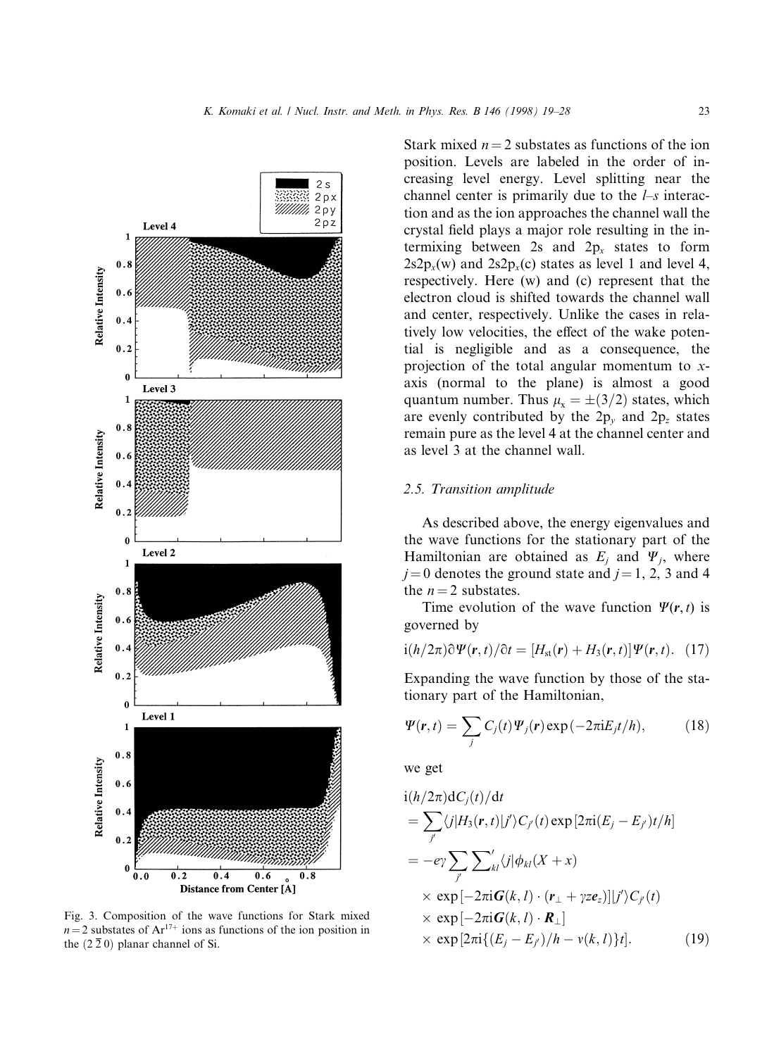Fig. 3. Composition of the wave functions for Stark mixed $n = 2$ substates of $Ar^{17+}$ ions as functions of the ion position in the $(2\,\bar{2}\,0)$ planar channel of Si.

Stark mixed $n = 2$ substates as functions of the ion position. Levels are labeled in the order of increasing level energy. Level splitting near the channel center is primarily due to the $l$–$s$ interaction and as the ion approaches the channel wall the crystal field plays a major role resulting in the intermixing between 2s and $2p_x$ states to form $2s2p_x$(w) and $2s2p_x$(c) states as level 1 and level 4, respectively. Here (w) and (c) represent that the electron cloud is shifted towards the channel wall and center, respectively. Unlike the cases in relatively low velocities, the effect of the wake potential is negligible and as a consequence, the projection of the total angular momentum to $x$-axis (normal to the plane) is almost a good quantum number. Thus $\mu_x = \pm(3/2)$ states, which are evenly contributed by the $2p_y$ and $2p_z$ states remain pure as the level 4 at the channel center and as level 3 at the channel wall.

### 2.5. Transition amplitude

As described above, the energy eigenvalues and the wave functions for the stationary part of the Hamiltonian are obtained as $E_j$ and $\Psi_j$, where $j = 0$ denotes the ground state and $j = 1$, 2, 3 and 4 the $n = 2$ substates.

Time evolution of the wave function $\Psi(\boldsymbol{r}, t)$ is governed by

$$\mathrm{i}(h/2\pi)\partial\Psi(\boldsymbol{r}, t)/\partial t = [H_{\mathrm{st}}(\boldsymbol{r}) + H_3(\boldsymbol{r}, t)]\Psi(\boldsymbol{r}, t). \quad (17)$$

Expanding the wave function by those of the stationary part of the Hamiltonian,

$$\Psi(\boldsymbol{r}, t) = \sum_j C_j(t)\Psi_j(\boldsymbol{r})\exp(-2\pi\mathrm{i}E_j t/h), \quad (18)$$

we get

$$\begin{aligned}
&\mathrm{i}(h/2\pi)\mathrm{d}C_j(t)/\mathrm{d}t \\
&= \sum_{j'}\langle j|H_3(\boldsymbol{r}, t)|j'\rangle C_{j'}(t)\exp[2\pi\mathrm{i}(E_j - E_{j'})t/h] \\
&= -e\gamma\sum_{j'}{\sum_{kl}}'\langle j|\phi_{kl}(X + x) \\
&\quad\times \exp[-2\pi\mathrm{i}\boldsymbol{G}(k, l)\cdot(\boldsymbol{r}_\perp + \gamma z\boldsymbol{e}_z)]|j'\rangle C_{j'}(t) \\
&\quad\times \exp[-2\pi\mathrm{i}\boldsymbol{G}(k, l)\cdot\boldsymbol{R}_\perp] \\
&\quad\times \exp[2\pi\mathrm{i}\{(E_j - E_{j'})/h - v(k, l)\}t]. \quad (19)
\end{aligned}$$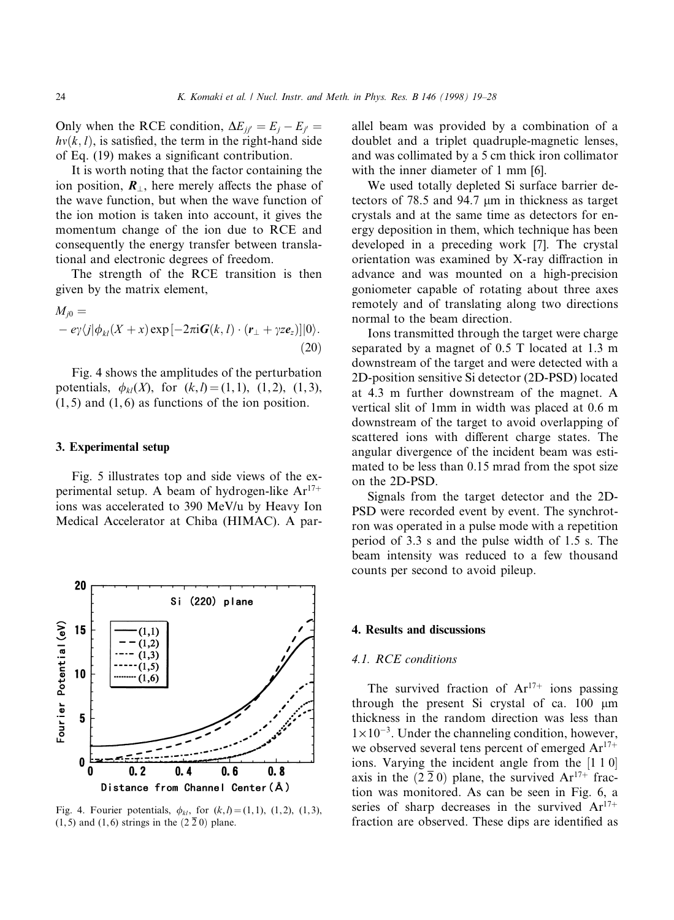Only when the RCE condition, $\Delta E_{jj'} = E_j - E_{j'} = hv(k,l)$, is satisfied, the term in the right-hand side of Eq. (19) makes a significant contribution.

It is worth noting that the factor containing the ion position, $\boldsymbol{R}_\perp$, here merely affects the phase of the wave function, but when the wave function of the ion motion is taken into account, it gives the momentum change of the ion due to RCE and consequently the energy transfer between translational and electronic degrees of freedom.

The strength of the RCE transition is then given by the matrix element,

$$M_{j0} = -e\gamma\langle j|\phi_{kl}(X+x)\exp[-2\pi i\boldsymbol{G}(k,l)\cdot(\boldsymbol{r}_\perp + \gamma z\boldsymbol{e}_z)]|0\rangle. \quad (20)$$

Fig. 4 shows the amplitudes of the perturbation potentials, $\phi_{kl}(X)$, for $(k,l) = (1,1)$, $(1,2)$, $(1,3)$, $(1,5)$ and $(1,6)$ as functions of the ion position.

Fig. 4. Fourier potentials, $\phi_{kl}$, for $(k,l) = (1,1)$, $(1,2)$, $(1,3)$, $(1,5)$ and $(1,6)$ strings in the $(2\,\overline{2}\,0)$ plane.

## 3. Experimental setup

Fig. 5 illustrates top and side views of the experimental setup. A beam of hydrogen-like $Ar^{17+}$ ions was accelerated to 390 MeV/u by Heavy Ion Medical Accelerator at Chiba (HIMAC). A parallel beam was provided by a combination of a doublet and a triplet quadruple-magnetic lenses, and was collimated by a 5 cm thick iron collimator with the inner diameter of 1 mm [6].

We used totally depleted Si surface barrier detectors of 78.5 and 94.7 μm in thickness as target crystals and at the same time as detectors for energy deposition in them, which technique has been developed in a preceding work [7]. The crystal orientation was examined by X-ray diffraction in advance and was mounted on a high-precision goniometer capable of rotating about three axes remotely and of translating along two directions normal to the beam direction.

Ions transmitted through the target were charge separated by a magnet of 0.5 T located at 1.3 m downstream of the target and were detected with a 2D-position sensitive Si detector (2D-PSD) located at 4.3 m further downstream of the magnet. A vertical slit of 1mm in width was placed at 0.6 m downstream of the target to avoid overlapping of scattered ions with different charge states. The angular divergence of the incident beam was estimated to be less than 0.15 mrad from the spot size on the 2D-PSD.

Signals from the target detector and the 2D-PSD were recorded event by event. The synchrotron was operated in a pulse mode with a repetition period of 3.3 s and the pulse width of 1.5 s. The beam intensity was reduced to a few thousand counts per second to avoid pileup.

## 4. Results and discussions

### 4.1. RCE conditions

The survived fraction of $Ar^{17+}$ ions passing through the present Si crystal of ca. 100 μm thickness in the random direction was less than $1\times10^{-3}$. Under the channeling condition, however, we observed several tens percent of emerged $Ar^{17+}$ ions. Varying the incident angle from the [1 1 0] axis in the $(2\,\overline{2}\,0)$ plane, the survived $Ar^{17+}$ fraction was monitored. As can be seen in Fig. 6, a series of sharp decreases in the survived $Ar^{17+}$ fraction are observed. These dips are identified as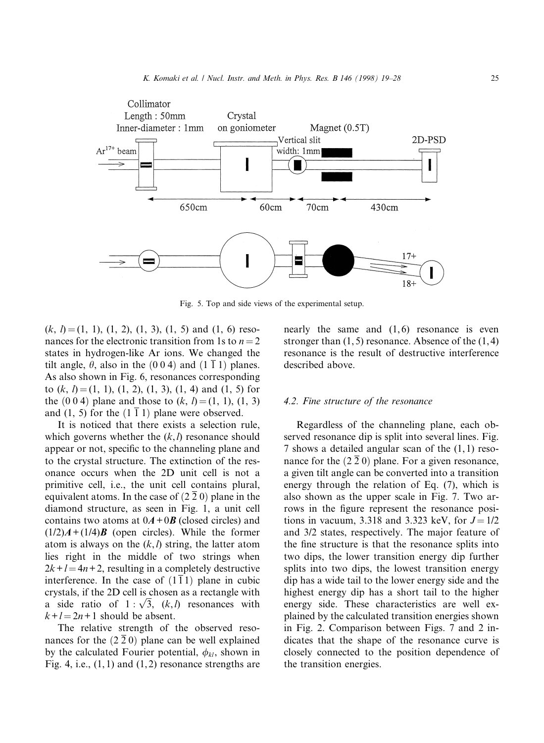Fig. 5. Top and side views of the experimental setup.

$(k, l) = (1, 1)$, $(1, 2)$, $(1, 3)$, $(1, 5)$ and $(1, 6)$ resonances for the electronic transition from 1s to $n = 2$ states in hydrogen-like Ar ions. We changed the tilt angle, $\theta$, also in the $(0\,0\,4)$ and $(1\,\bar{1}\,1)$ planes. As also shown in Fig. 6, resonances corresponding to $(k, l) = (1, 1)$, $(1, 2)$, $(1, 3)$, $(1, 4)$ and $(1, 5)$ for the $(0\,0\,4)$ plane and those to $(k, l) = (1, 1)$, $(1, 3)$ and $(1, 5)$ for the $(1\,\bar{1}\,1)$ plane were observed.

It is noticed that there exists a selection rule, which governs whether the $(k, l)$ resonance should appear or not, specific to the channeling plane and to the crystal structure. The extinction of the resonance occurs when the 2D unit cell is not a primitive cell, i.e., the unit cell contains plural, equivalent atoms. In the case of $(2\,\bar{2}\,0)$ plane in the diamond structure, as seen in Fig. 1, a unit cell contains two atoms at $0\boldsymbol{A} + 0\boldsymbol{B}$ (closed circles) and $(1/2)\boldsymbol{A} + (1/4)\boldsymbol{B}$ (open circles). While the former atom is always on the $(k, l)$ string, the latter atom lies right in the middle of two strings when $2k + l = 4n + 2$, resulting in a completely destructive interference. In the case of $(1\,\bar{1}\,1)$ plane in cubic crystals, if the 2D cell is chosen as a rectangle with a side ratio of $1 : \sqrt{3}$, $(k, l)$ resonances with $k + l = 2n + 1$ should be absent.

The relative strength of the observed resonances for the $(2\,\bar{2}\,0)$ plane can be well explained by the calculated Fourier potential, $\phi_{kl}$, shown in Fig. 4, i.e., $(1, 1)$ and $(1, 2)$ resonance strengths are nearly the same and $(1, 6)$ resonance is even stronger than $(1, 5)$ resonance. Absence of the $(1, 4)$ resonance is the result of destructive interference described above.

### 4.2. Fine structure of the resonance

Regardless of the channeling plane, each observed resonance dip is split into several lines. Fig. 7 shows a detailed angular scan of the $(1, 1)$ resonance for the $(2\,\bar{2}\,0)$ plane. For a given resonance, a given tilt angle can be converted into a transition energy through the relation of Eq. (7), which is also shown as the upper scale in Fig. 7. Two arrows in the figure represent the resonance positions in vacuum, 3.318 and 3.323 keV, for $J = 1/2$ and $3/2$ states, respectively. The major feature of the fine structure is that the resonance splits into two dips, the lower transition energy dip further splits into two dips, the lowest transition energy dip has a wide tail to the lower energy side and the highest energy dip has a short tail to the higher energy side. These characteristics are well explained by the calculated transition energies shown in Fig. 2. Comparison between Figs. 7 and 2 indicates that the shape of the resonance curve is closely connected to the position dependence of the transition energies.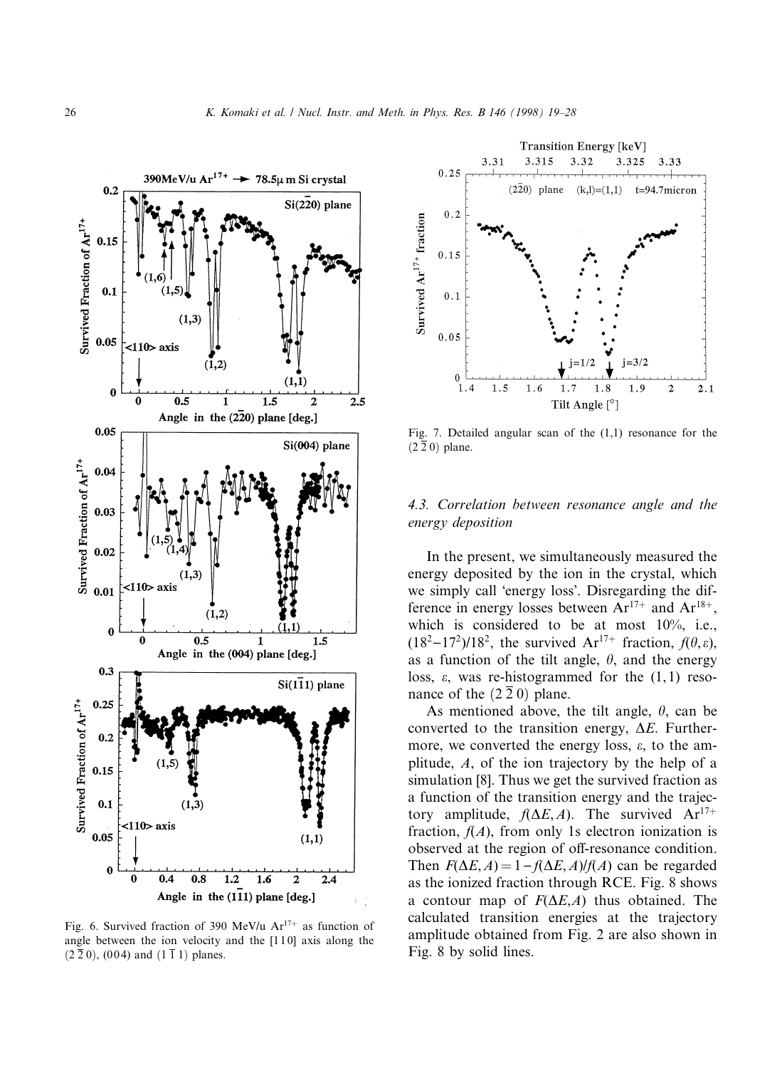Fig. 6. Survived fraction of 390 MeV/u $Ar^{17+}$ as function of angle between the ion velocity and the [1 1 0] axis along the $(2\,\bar{2}\,0)$, $(0\,0\,4)$ and $(1\,\bar{1}\,1)$ planes.

Fig. 7. Detailed angular scan of the (1,1) resonance for the $(2\,\bar{2}\,0)$ plane.

### 4.3. Correlation between resonance angle and the energy deposition

In the present, we simultaneously measured the energy deposited by the ion in the crystal, which we simply call 'energy loss'. Disregarding the difference in energy losses between $Ar^{17+}$ and $Ar^{18+}$, which is considered to be at most 10%, i.e., $(18^2-17^2)/18^2$, the survived $Ar^{17+}$ fraction, $f(\theta, \varepsilon)$, as a function of the tilt angle, $\theta$, and the energy loss, $\varepsilon$, was re-histogrammed for the $(1, 1)$ resonance of the $(2\,\bar{2}\,0)$ plane.

As mentioned above, the tilt angle, $\theta$, can be converted to the transition energy, $\Delta E$. Furthermore, we converted the energy loss, $\varepsilon$, to the amplitude, $A$, of the ion trajectory by the help of a simulation [8]. Thus we get the survived fraction as a function of the transition energy and the trajectory amplitude, $f(\Delta E, A)$. The survived $Ar^{17+}$ fraction, $f(A)$, from only 1s electron ionization is observed at the region of off-resonance condition. Then $F(\Delta E, A) = 1 - f(\Delta E, A)/f(A)$ can be regarded as the ionized fraction through RCE. Fig. 8 shows a contour map of $F(\Delta E, A)$ thus obtained. The calculated transition energies at the trajectory amplitude obtained from Fig. 2 are also shown in Fig. 8 by solid lines.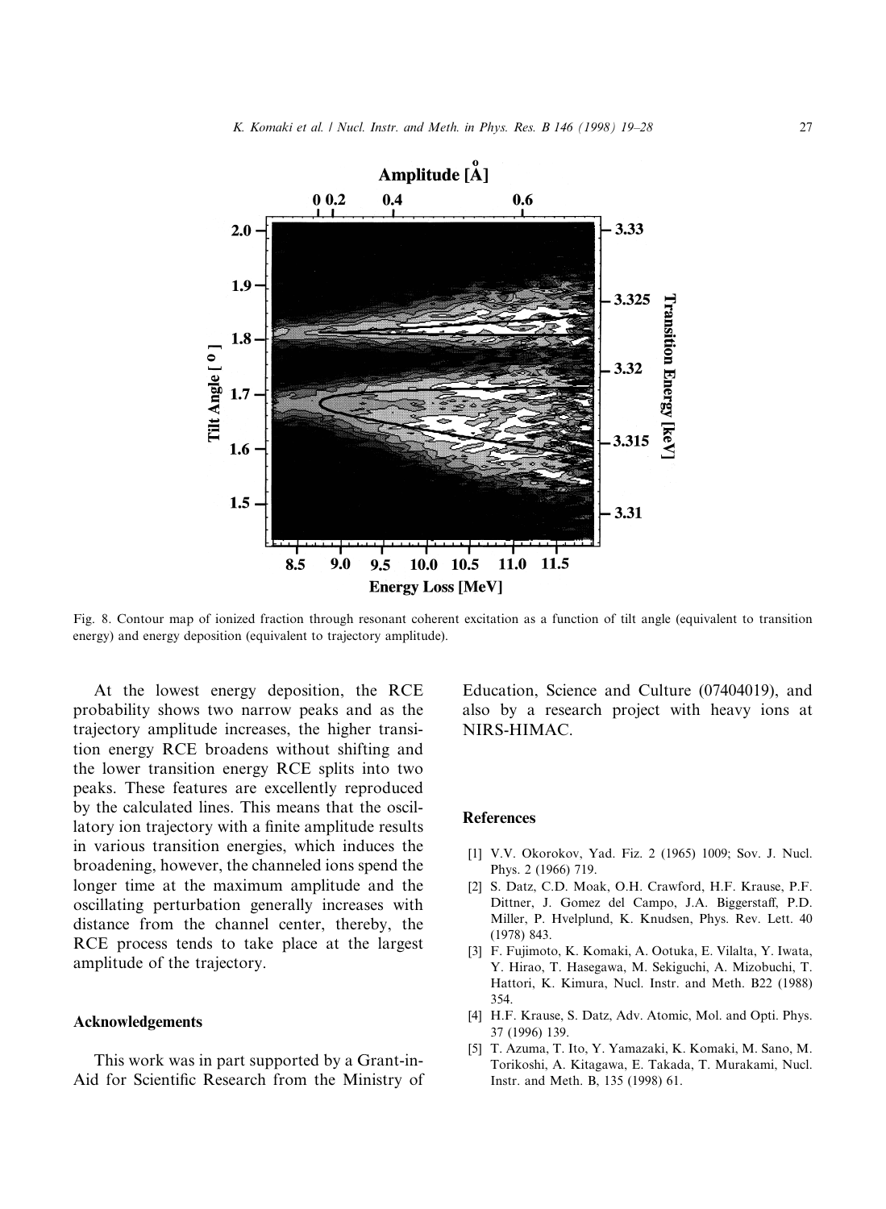Fig. 8. Contour map of ionized fraction through resonant coherent excitation as a function of tilt angle (equivalent to transition energy) and energy deposition (equivalent to trajectory amplitude).

At the lowest energy deposition, the RCE probability shows two narrow peaks and as the trajectory amplitude increases, the higher transition energy RCE broadens without shifting and the lower transition energy RCE splits into two peaks. These features are excellently reproduced by the calculated lines. This means that the oscillatory ion trajectory with a finite amplitude results in various transition energies, which induces the broadening, however, the channeled ions spend the longer time at the maximum amplitude and the oscillating perturbation generally increases with distance from the channel center, thereby, the RCE process tends to take place at the largest amplitude of the trajectory.

## Acknowledgements

This work was in part supported by a Grant-in-Aid for Scientific Research from the Ministry of Education, Science and Culture (07404019), and also by a research project with heavy ions at NIRS-HIMAC.

## References

[1] V.V. Okorokov, Yad. Fiz. 2 (1965) 1009; Sov. J. Nucl. Phys. 2 (1966) 719.

[2] S. Datz, C.D. Moak, O.H. Crawford, H.F. Krause, P.F. Dittner, J. Gomez del Campo, J.A. Biggerstaff, P.D. Miller, P. Hvelplund, K. Knudsen, Phys. Rev. Lett. 40 (1978) 843.

[3] F. Fujimoto, K. Komaki, A. Ootuka, E. Vilalta, Y. Iwata, Y. Hirao, T. Hasegawa, M. Sekiguchi, A. Mizobuchi, T. Hattori, K. Kimura, Nucl. Instr. and Meth. B22 (1988) 354.

[4] H.F. Krause, S. Datz, Adv. Atomic, Mol. and Opti. Phys. 37 (1996) 139.

[5] T. Azuma, T. Ito, Y. Yamazaki, K. Komaki, M. Sano, M. Torikoshi, A. Kitagawa, E. Takada, T. Murakami, Nucl. Instr. and Meth. B, 135 (1998) 61.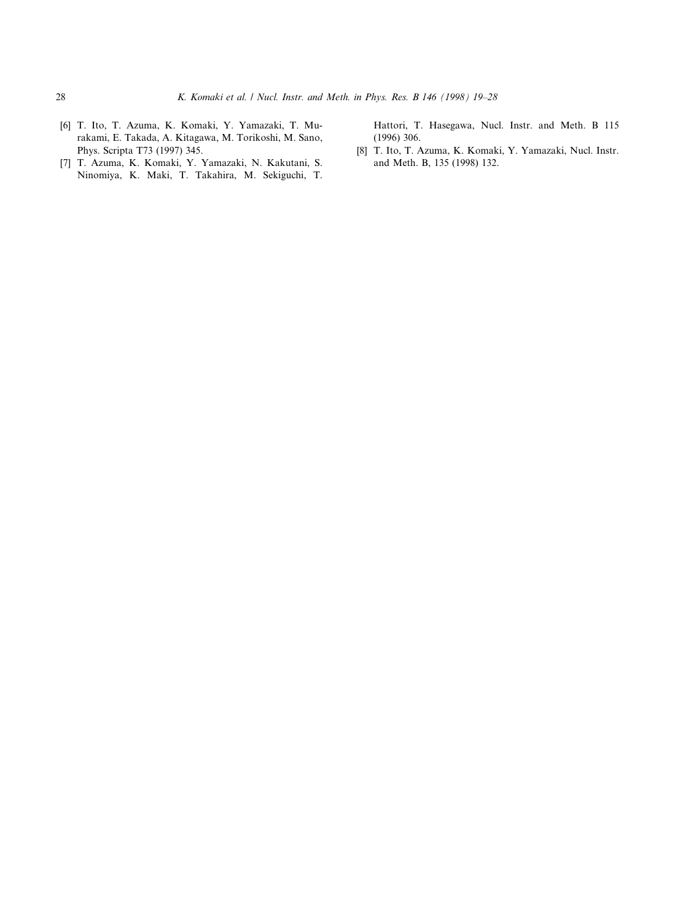[6] T. Ito, T. Azuma, K. Komaki, Y. Yamazaki, T. Murakami, E. Takada, A. Kitagawa, M. Torikoshi, M. Sano, Phys. Scripta T73 (1997) 345.

[7] T. Azuma, K. Komaki, Y. Yamazaki, N. Kakutani, S. Ninomiya, K. Maki, T. Takahira, M. Sekiguchi, T. Hattori, T. Hasegawa, Nucl. Instr. and Meth. B 115 (1996) 306.

[8] T. Ito, T. Azuma, K. Komaki, Y. Yamazaki, Nucl. Instr. and Meth. B, 135 (1998) 132.